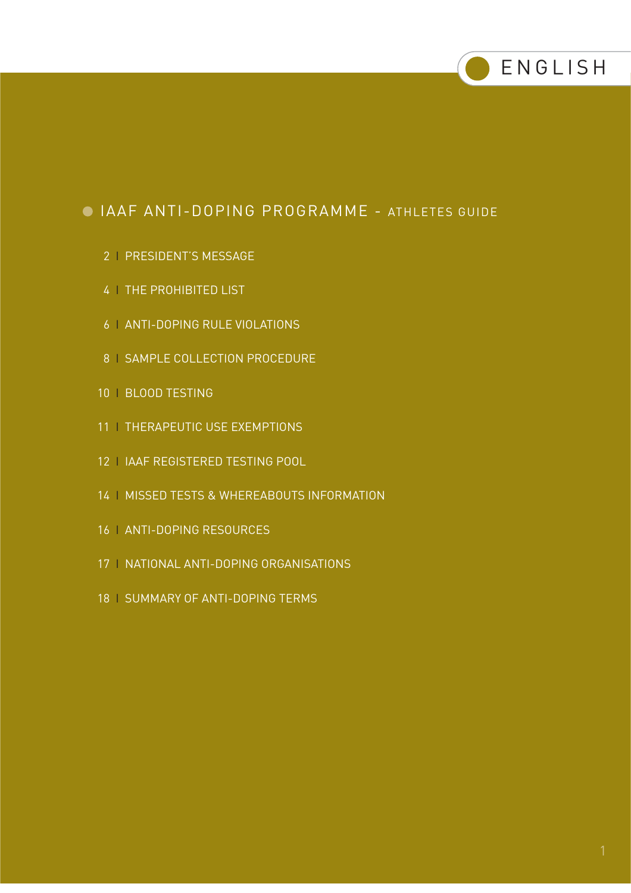ENGLISH

# IAAF ANTI-DOPING PROGRAMME - ATHLETES GUIDE

- 2 | PRESIDENT'S MESSAGE
- 4 | THE PROHIBITED LIST
- 6 | ANTI-DOPING RULE VIOLATIONS
- 8 | SAMPLE COLLECTION PROCEDURE
- 10 | BLOOD TESTING
- 11 | THERAPEUTIC USE EXEMPTIONS
- 12 | IAAF REGISTERED TESTING POOL
- 14 | MISSED TESTS & WHEREABOUTS INFORMATION
- 16 | ANTI-DOPING RESOURCES
- 17 | NATIONAL ANTI-DOPING ORGANISATIONS
- 18 | SUMMARY OF ANTI-DOPING TERMS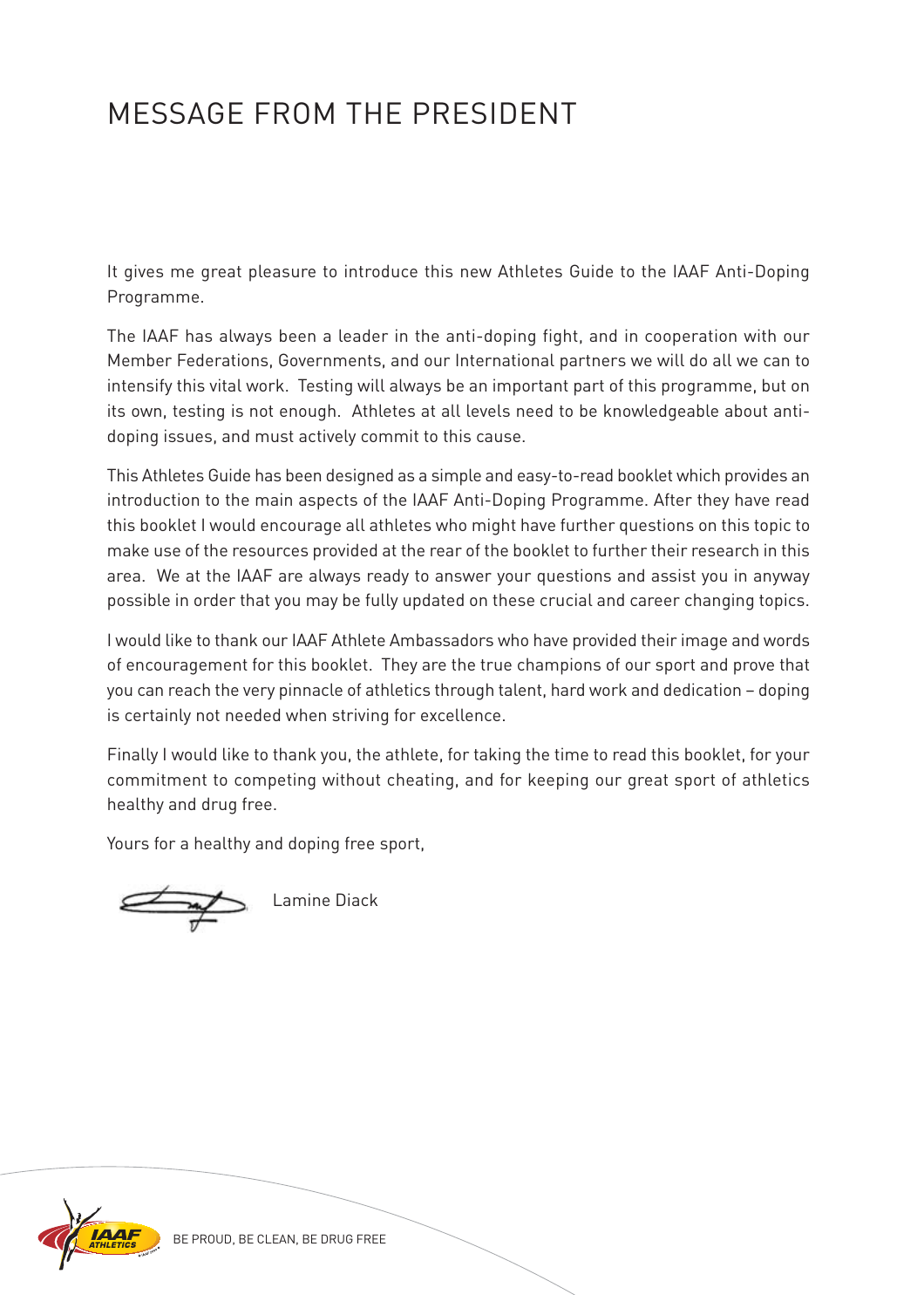# MESSAGE FROM THE PRESIDENT

It gives me great pleasure to introduce this new Athletes Guide to the IAAF Anti-Doping Programme.

The IAAF has always been a leader in the anti-doping fight, and in cooperation with our Member Federations, Governments, and our International partners we will do all we can to intensify this vital work. Testing will always be an important part of this programme, but on its own, testing is not enough. Athletes at all levels need to be knowledgeable about anti-doping issues, and must actively commit to this cause.

This Athletes Guide has been designed as a simple and easy-to-read booklet which provides an introduction to the main aspects of the IAAF Anti-Doping Programme. After they have read this booklet I would encourage all athletes who might have further questions on this topic to make use of the resources provided at the rear of the booklet to further their research in this area. We at the IAAF are always ready to answer your questions and assist you in anyway possible in order that you may be fully updated on these crucial and career changing topics.

I would like to thank our IAAF Athlete Ambassadors who have provided their image and words of encouragement for this booklet. They are the true champions of our sport and prove that you can reach the very pinnacle of athletics through talent, hard work and dedication – doping is certainly not needed when striving for excellence.

Finally I would like to thank you, the athlete, for taking the time to read this booklet, for your commitment to competing without cheating, and for keeping our great sport of athletics healthy and drug free.

Yours for a healthy and doping free sport,

Lamine Diack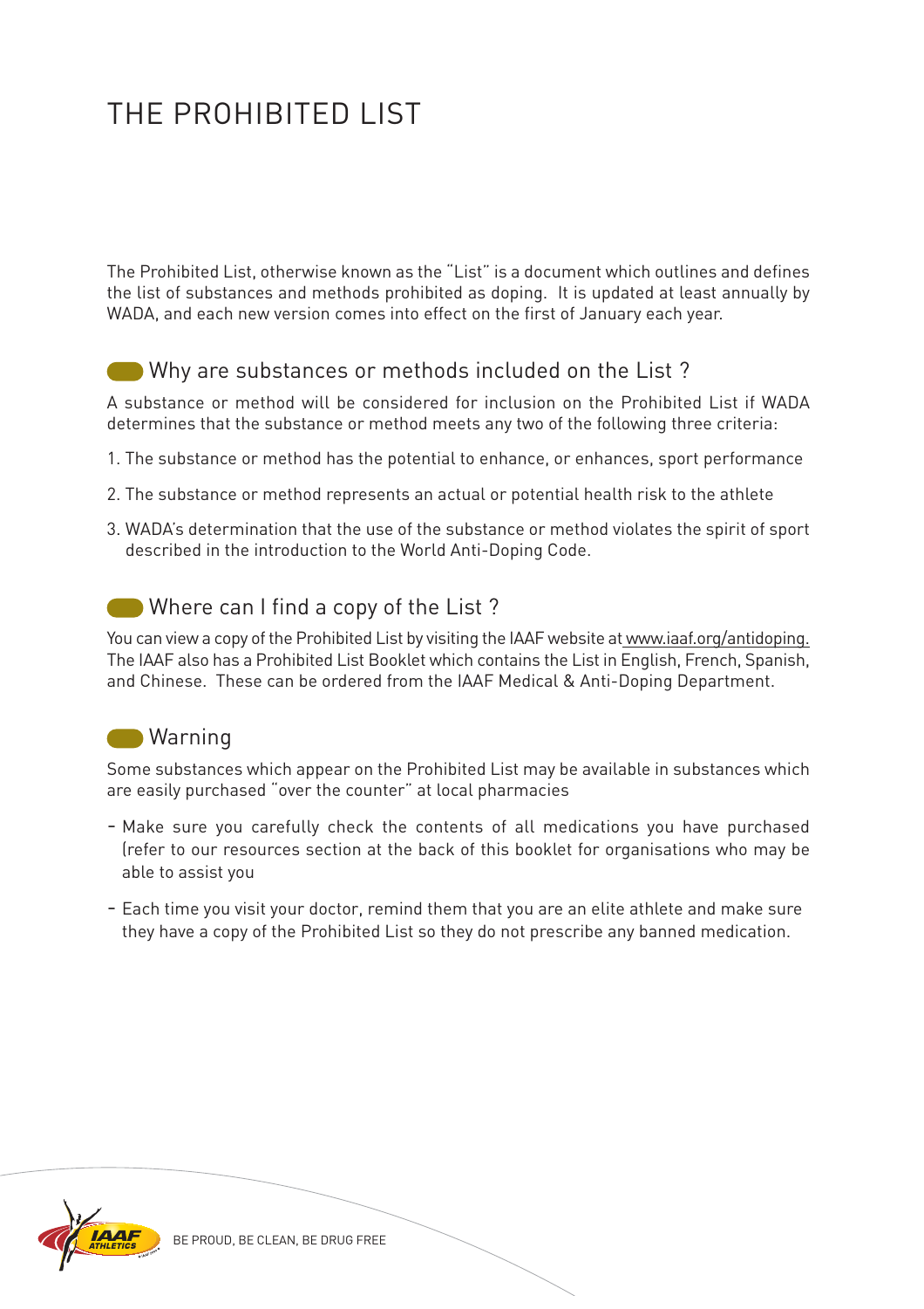# THE PROHIBITED LIST

The Prohibited List, otherwise known as the "List" is a document which outlines and defines the list of substances and methods prohibited as doping. It is updated at least annually by WADA, and each new version comes into effect on the first of January each year.

## Why are substances or methods included on the List ?

A substance or method will be considered for inclusion on the Prohibited List if WADA determines that the substance or method meets any two of the following three criteria:

1. The substance or method has the potential to enhance, or enhances, sport performance
2. The substance or method represents an actual or potential health risk to the athlete
3. WADA's determination that the use of the substance or method violates the spirit of sport described in the introduction to the World Anti-Doping Code.

## Where can I find a copy of the List ?

You can view a copy of the Prohibited List by visiting the IAAF website at www.iaaf.org/antidoping. The IAAF also has a Prohibited List Booklet which contains the List in English, French, Spanish, and Chinese. These can be ordered from the IAAF Medical & Anti-Doping Department.

## Warning

Some substances which appear on the Prohibited List may be available in substances which are easily purchased "over the counter" at local pharmacies

- Make sure you carefully check the contents of all medications you have purchased (refer to our resources section at the back of this booklet for organisations who may be able to assist you
- Each time you visit your doctor, remind them that you are an elite athlete and make sure they have a copy of the Prohibited List so they do not prescribe any banned medication.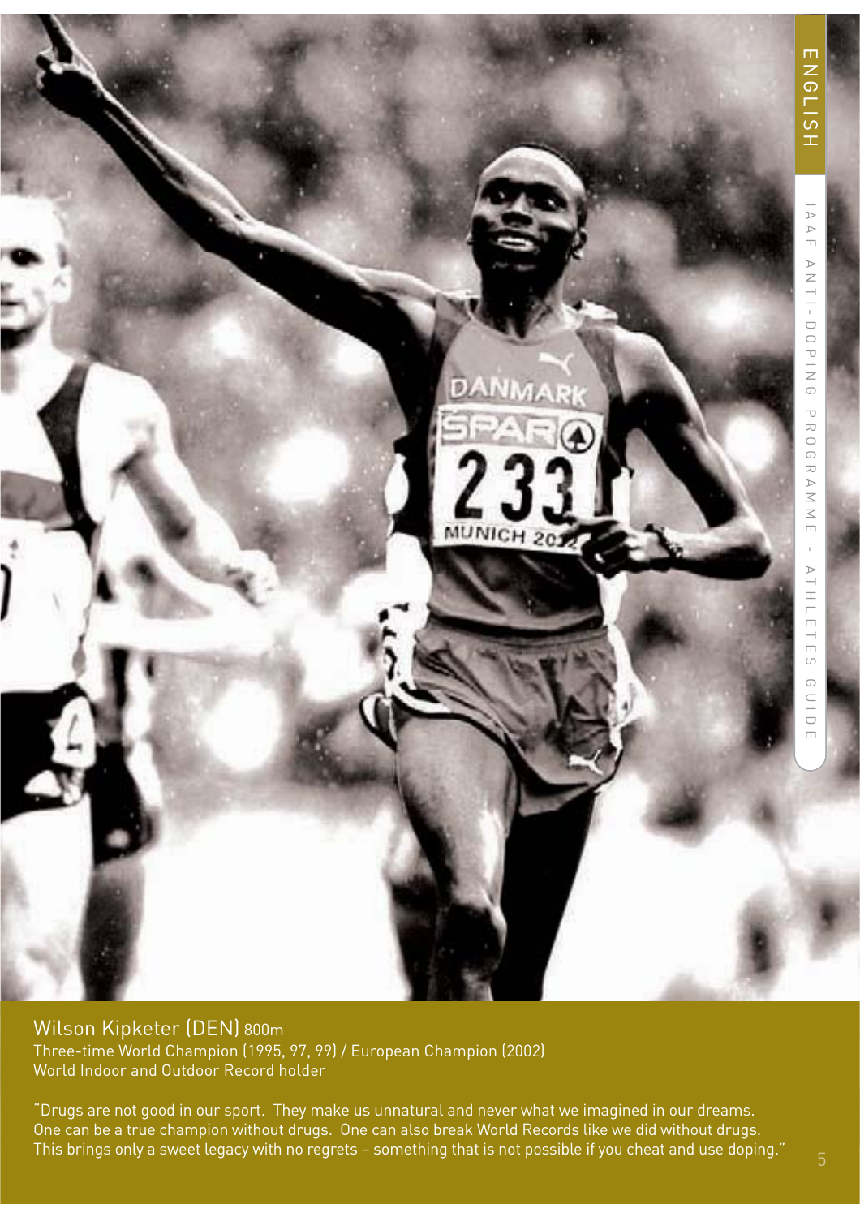Wilson Kipketer (DEN) 800m
Three-time World Champion (1995, 97, 99) / European Champion (2002)
World Indoor and Outdoor Record holder

"Drugs are not good in our sport. They make us unnatural and never what we imagined in our dreams. One can be a true champion without drugs. One can also break World Records like we did without drugs. This brings only a sweet legacy with no regrets – something that is not possible if you cheat and use doping."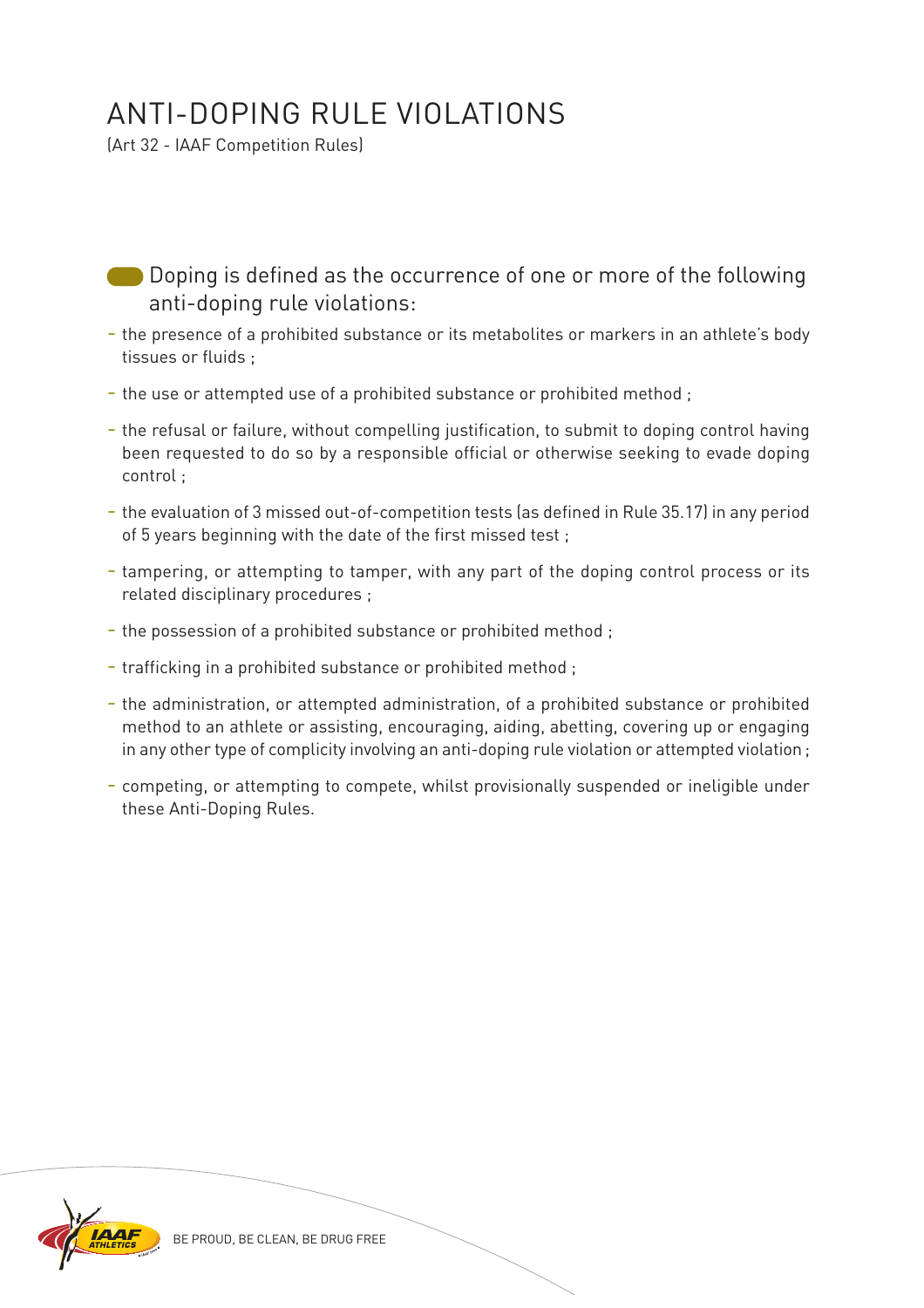# ANTI-DOPING RULE VIOLATIONS

(Art 32 - IAAF Competition Rules)

Doping is defined as the occurrence of one or more of the following anti-doping rule violations:

- the presence of a prohibited substance or its metabolites or markers in an athlete's body tissues or fluids ;
- the use or attempted use of a prohibited substance or prohibited method ;
- the refusal or failure, without compelling justification, to submit to doping control having been requested to do so by a responsible official or otherwise seeking to evade doping control ;
- the evaluation of 3 missed out-of-competition tests (as defined in Rule 35.17) in any period of 5 years beginning with the date of the first missed test ;
- tampering, or attempting to tamper, with any part of the doping control process or its related disciplinary procedures ;
- the possession of a prohibited substance or prohibited method ;
- trafficking in a prohibited substance or prohibited method ;
- the administration, or attempted administration, of a prohibited substance or prohibited method to an athlete or assisting, encouraging, aiding, abetting, covering up or engaging in any other type of complicity involving an anti-doping rule violation or attempted violation ;
- competing, or attempting to compete, whilst provisionally suspended or ineligible under these Anti-Doping Rules.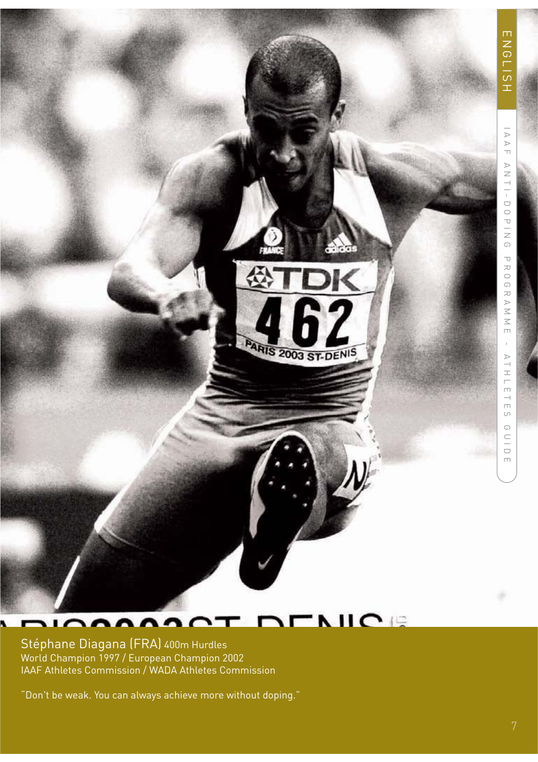Stéphane Diagana (FRA) 400m Hurdles
World Champion 1997 / European Champion 2002
IAAF Athletes Commission / WADA Athletes Commission

"Don't be weak. You can always achieve more without doping."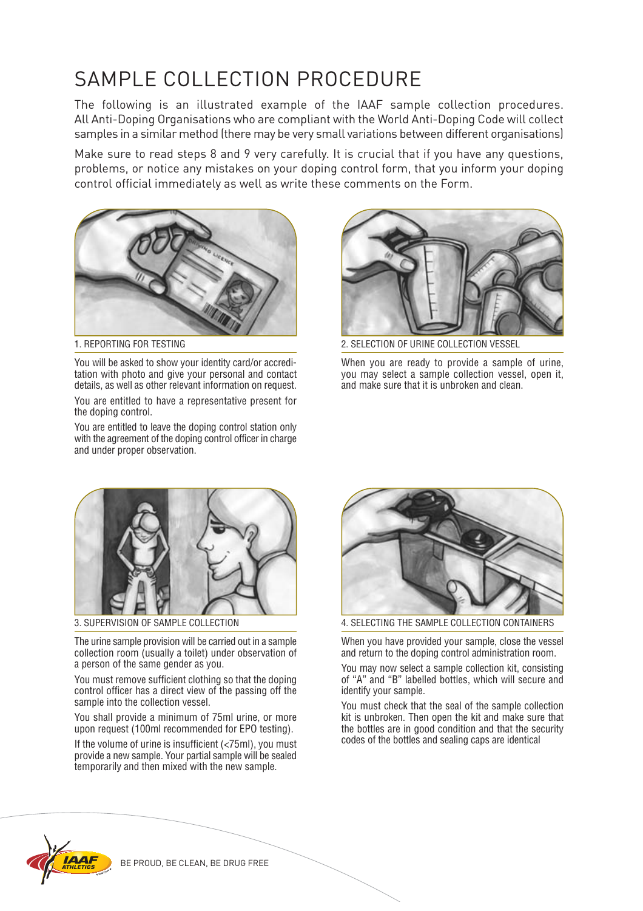# SAMPLE COLLECTION PROCEDURE

The following is an illustrated example of the IAAF sample collection procedures. All Anti-Doping Organisations who are compliant with the World Anti-Doping Code will collect samples in a similar method (there may be very small variations between different organisations)

Make sure to read steps 8 and 9 very carefully. It is crucial that if you have any questions, problems, or notice any mistakes on your doping control form, that you inform your doping control official immediately as well as write these comments on the Form.

### 1. REPORTING FOR TESTING

You will be asked to show your identity card/or accreditation with photo and give your personal and contact details, as well as other relevant information on request.

You are entitled to have a representative present for the doping control.

You are entitled to leave the doping control station only with the agreement of the doping control officer in charge and under proper observation.

### 2. SELECTION OF URINE COLLECTION VESSEL

When you are ready to provide a sample of urine, you may select a sample collection vessel, open it, and make sure that it is unbroken and clean.

### 3. SUPERVISION OF SAMPLE COLLECTION

The urine sample provision will be carried out in a sample collection room (usually a toilet) under observation of a person of the same gender as you.

You must remove sufficient clothing so that the doping control officer has a direct view of the passing off the sample into the collection vessel.

You shall provide a minimum of 75ml urine, or more upon request (100ml recommended for EPO testing).

If the volume of urine is insufficient (<75ml), you must provide a new sample. Your partial sample will be sealed temporarily and then mixed with the new sample.

### 4. SELECTING THE SAMPLE COLLECTION CONTAINERS

When you have provided your sample, close the vessel and return to the doping control administration room.

You may now select a sample collection kit, consisting of "A" and "B" labelled bottles, which will secure and identify your sample.

You must check that the seal of the sample collection kit is unbroken. Then open the kit and make sure that the bottles are in good condition and that the security codes of the bottles and sealing caps are identical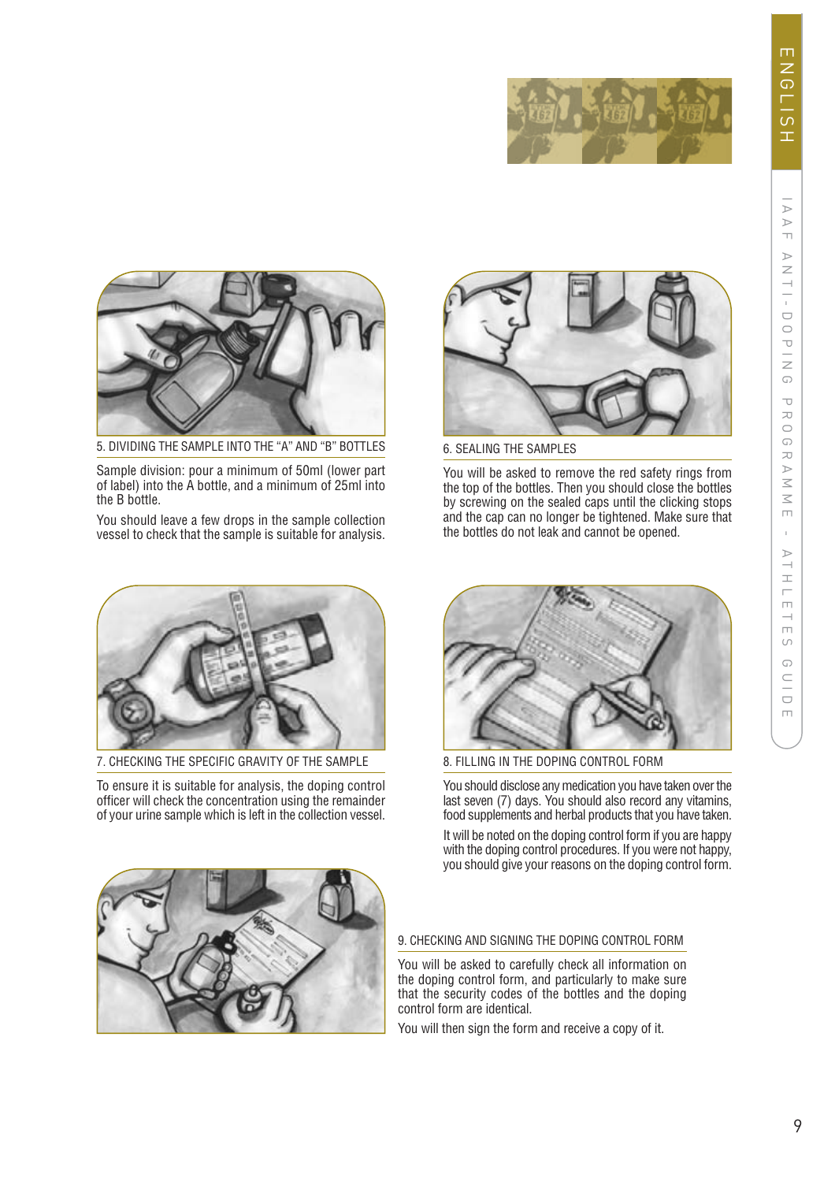## 5. DIVIDING THE SAMPLE INTO THE "A" AND "B" BOTTLES

Sample division: pour a minimum of 50ml (lower part of label) into the A bottle, and a minimum of 25ml into the B bottle.

You should leave a few drops in the sample collection vessel to check that the sample is suitable for analysis.

## 6. SEALING THE SAMPLES

You will be asked to remove the red safety rings from the top of the bottles. Then you should close the bottles by screwing on the sealed caps until the clicking stops and the cap can no longer be tightened. Make sure that the bottles do not leak and cannot be opened.

## 7. CHECKING THE SPECIFIC GRAVITY OF THE SAMPLE

To ensure it is suitable for analysis, the doping control officer will check the concentration using the remainder of your urine sample which is left in the collection vessel.

## 8. FILLING IN THE DOPING CONTROL FORM

You should disclose any medication you have taken over the last seven (7) days. You should also record any vitamins, food supplements and herbal products that you have taken.

It will be noted on the doping control form if you are happy with the doping control procedures. If you were not happy, you should give your reasons on the doping control form.

## 9. CHECKING AND SIGNING THE DOPING CONTROL FORM

You will be asked to carefully check all information on the doping control form, and particularly to make sure that the security codes of the bottles and the doping control form are identical.

You will then sign the form and receive a copy of it.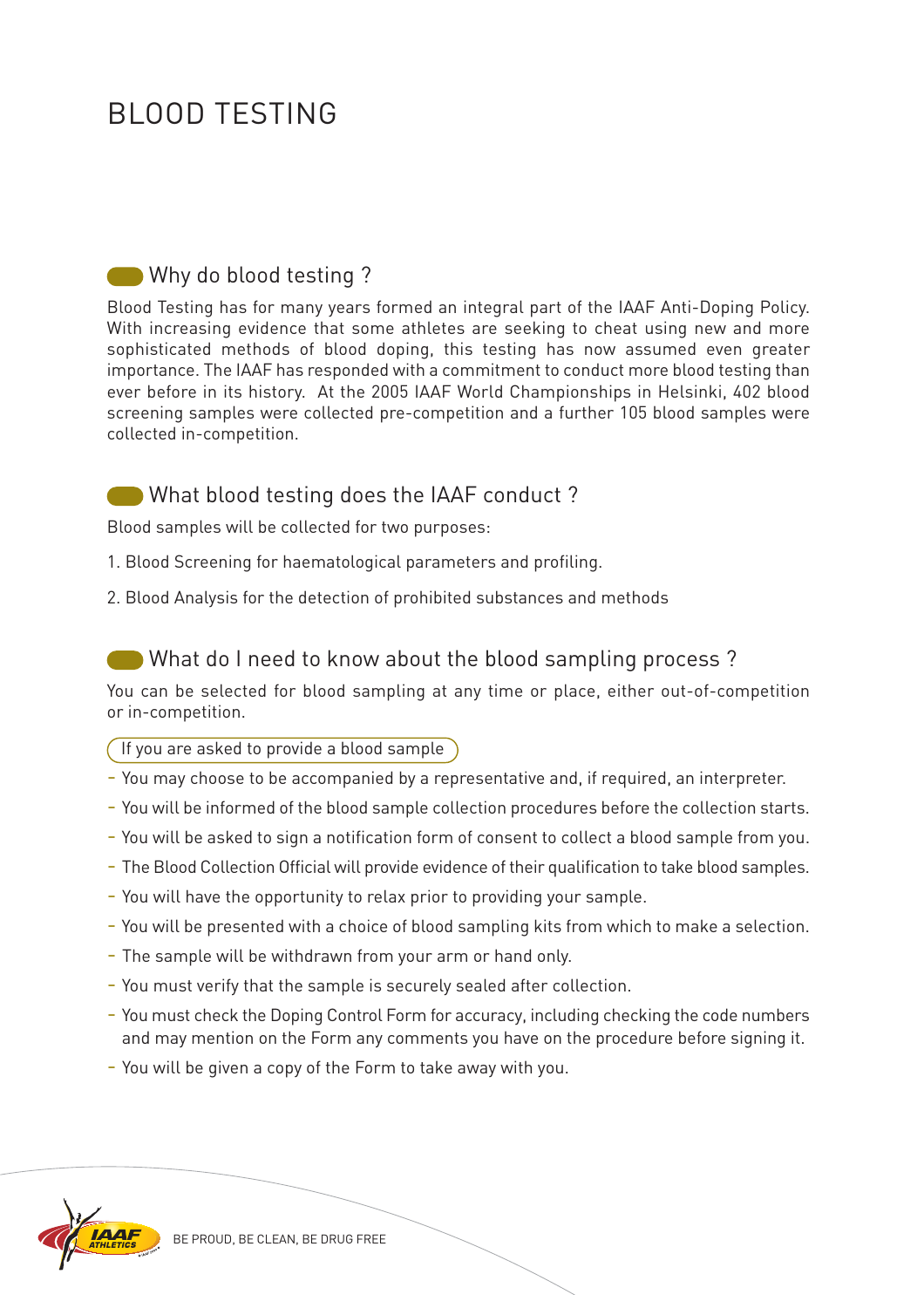# BLOOD TESTING

## Why do blood testing ?

Blood Testing has for many years formed an integral part of the IAAF Anti-Doping Policy. With increasing evidence that some athletes are seeking to cheat using new and more sophisticated methods of blood doping, this testing has now assumed even greater importance. The IAAF has responded with a commitment to conduct more blood testing than ever before in its history. At the 2005 IAAF World Championships in Helsinki, 402 blood screening samples were collected pre-competition and a further 105 blood samples were collected in-competition.

## What blood testing does the IAAF conduct ?

Blood samples will be collected for two purposes:

1. Blood Screening for haematological parameters and profiling.
2. Blood Analysis for the detection of prohibited substances and methods

## What do I need to know about the blood sampling process ?

You can be selected for blood sampling at any time or place, either out-of-competition or in-competition.

**If you are asked to provide a blood sample**

- You may choose to be accompanied by a representative and, if required, an interpreter.
- You will be informed of the blood sample collection procedures before the collection starts.
- You will be asked to sign a notification form of consent to collect a blood sample from you.
- The Blood Collection Official will provide evidence of their qualification to take blood samples.
- You will have the opportunity to relax prior to providing your sample.
- You will be presented with a choice of blood sampling kits from which to make a selection.
- The sample will be withdrawn from your arm or hand only.
- You must verify that the sample is securely sealed after collection.
- You must check the Doping Control Form for accuracy, including checking the code numbers and may mention on the Form any comments you have on the procedure before signing it.
- You will be given a copy of the Form to take away with you.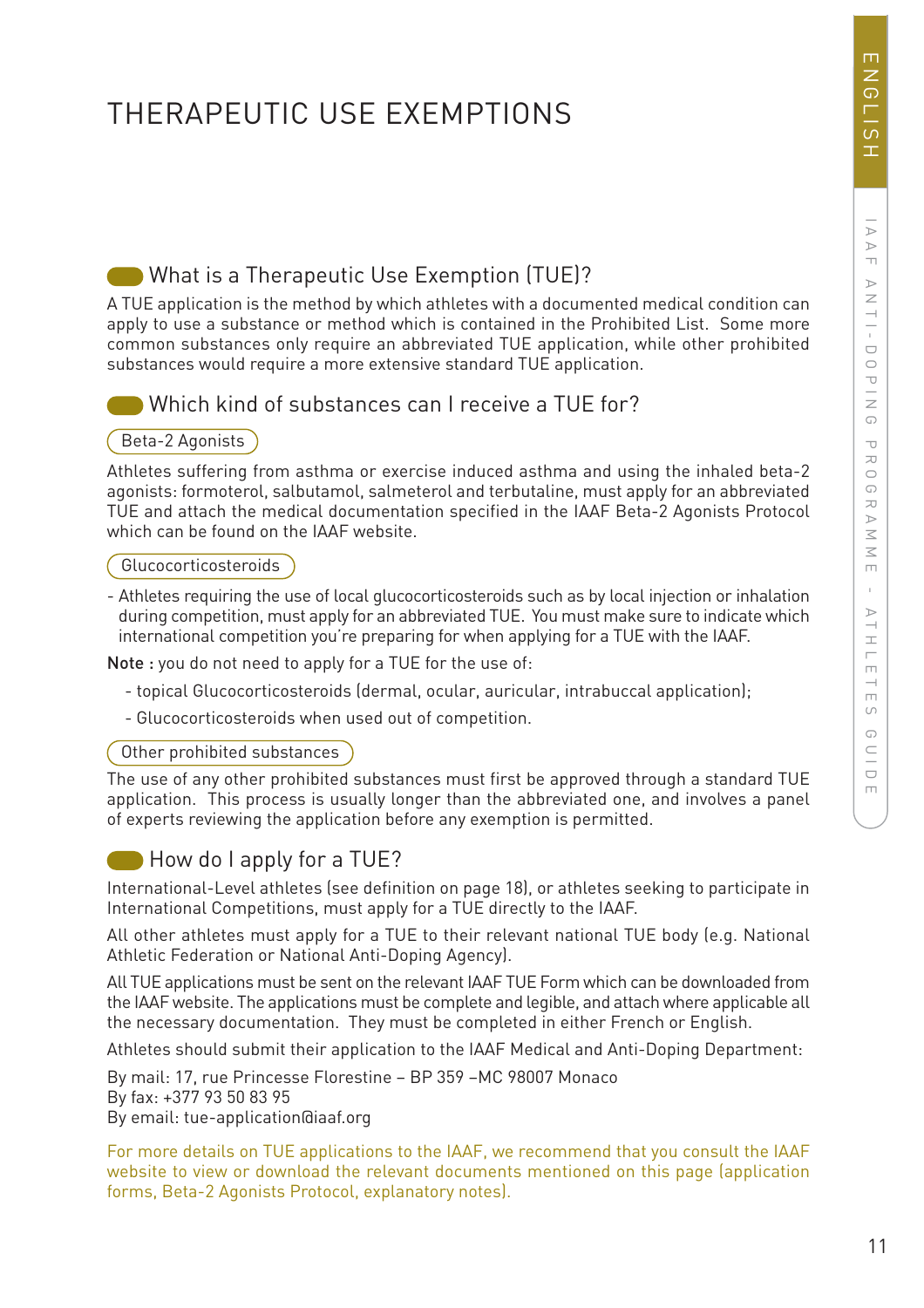# THERAPEUTIC USE EXEMPTIONS

## What is a Therapeutic Use Exemption (TUE)?

A TUE application is the method by which athletes with a documented medical condition can apply to use a substance or method which is contained in the Prohibited List. Some more common substances only require an abbreviated TUE application, while other prohibited substances would require a more extensive standard TUE application.

## Which kind of substances can I receive a TUE for?

### Beta-2 Agonists

Athletes suffering from asthma or exercise induced asthma and using the inhaled beta-2 agonists: formoterol, salbutamol, salmeterol and terbutaline, must apply for an abbreviated TUE and attach the medical documentation specified in the IAAF Beta-2 Agonists Protocol which can be found on the IAAF website.

### Glucocorticosteroids

- Athletes requiring the use of local glucocorticosteroids such as by local injection or inhalation during competition, must apply for an abbreviated TUE. You must make sure to indicate which international competition you're preparing for when applying for a TUE with the IAAF.

**Note :** you do not need to apply for a TUE for the use of:

- topical Glucocorticosteroids (dermal, ocular, auricular, intrabuccal application);
- Glucocorticosteroids when used out of competition.

### Other prohibited substances

The use of any other prohibited substances must first be approved through a standard TUE application. This process is usually longer than the abbreviated one, and involves a panel of experts reviewing the application before any exemption is permitted.

## How do I apply for a TUE?

International-Level athletes (see definition on page 18), or athletes seeking to participate in International Competitions, must apply for a TUE directly to the IAAF.

All other athletes must apply for a TUE to their relevant national TUE body (e.g. National Athletic Federation or National Anti-Doping Agency).

All TUE applications must be sent on the relevant IAAF TUE Form which can be downloaded from the IAAF website. The applications must be complete and legible, and attach where applicable all the necessary documentation. They must be completed in either French or English.

Athletes should submit their application to the IAAF Medical and Anti-Doping Department:

By mail: 17, rue Princesse Florestine – BP 359 –MC 98007 Monaco
By fax: +377 93 50 83 95
By email: tue-application@iaaf.org

For more details on TUE applications to the IAAF, we recommend that you consult the IAAF website to view or download the relevant documents mentioned on this page (application forms, Beta-2 Agonists Protocol, explanatory notes).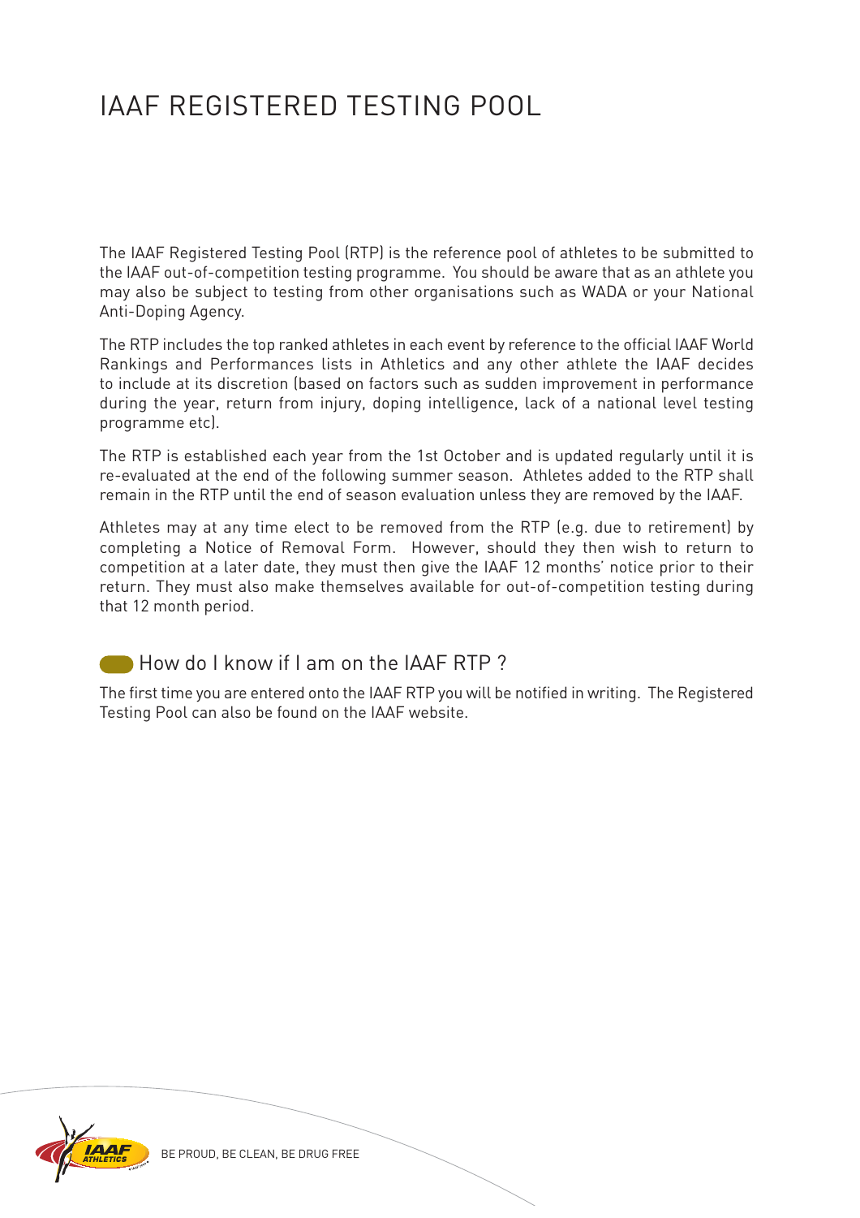# IAAF REGISTERED TESTING POOL

The IAAF Registered Testing Pool (RTP) is the reference pool of athletes to be submitted to the IAAF out-of-competition testing programme. You should be aware that as an athlete you may also be subject to testing from other organisations such as WADA or your National Anti-Doping Agency.

The RTP includes the top ranked athletes in each event by reference to the official IAAF World Rankings and Performances lists in Athletics and any other athlete the IAAF decides to include at its discretion (based on factors such as sudden improvement in performance during the year, return from injury, doping intelligence, lack of a national level testing programme etc).

The RTP is established each year from the 1st October and is updated regularly until it is re-evaluated at the end of the following summer season. Athletes added to the RTP shall remain in the RTP until the end of season evaluation unless they are removed by the IAAF.

Athletes may at any time elect to be removed from the RTP (e.g. due to retirement) by completing a Notice of Removal Form. However, should they then wish to return to competition at a later date, they must then give the IAAF 12 months' notice prior to their return. They must also make themselves available for out-of-competition testing during that 12 month period.

## How do I know if I am on the IAAF RTP ?

The first time you are entered onto the IAAF RTP you will be notified in writing. The Registered Testing Pool can also be found on the IAAF website.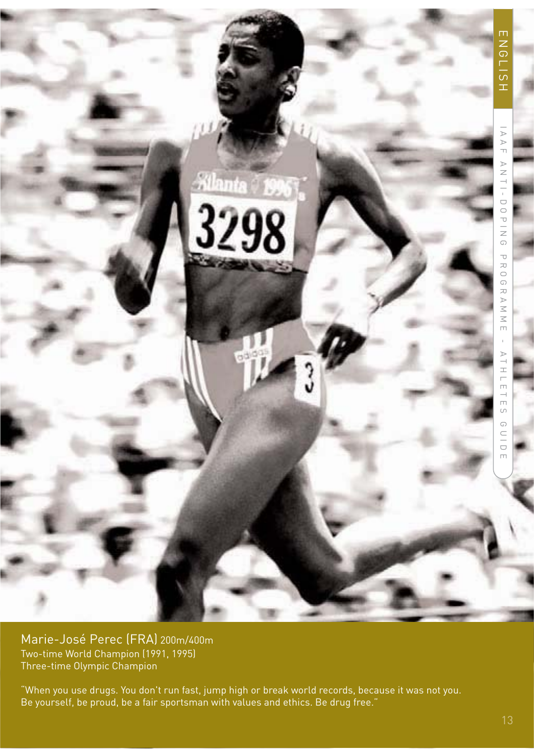Marie-José Perec (FRA) 200m/400m
Two-time World Champion (1991, 1995)
Three-time Olympic Champion

"When you use drugs. You don't run fast, jump high or break world records, because it was not you. Be yourself, be proud, be a fair sportsman with values and ethics. Be drug free."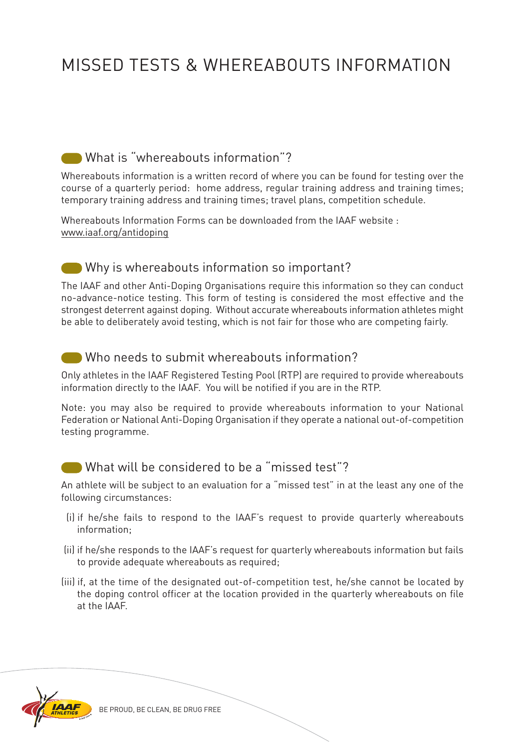# MISSED TESTS & WHEREABOUTS INFORMATION

## What is "whereabouts information"?

Whereabouts information is a written record of where you can be found for testing over the course of a quarterly period: home address, regular training address and training times; temporary training address and training times; travel plans, competition schedule.

Whereabouts Information Forms can be downloaded from the IAAF website : www.iaaf.org/antidoping

## Why is whereabouts information so important?

The IAAF and other Anti-Doping Organisations require this information so they can conduct no-advance-notice testing. This form of testing is considered the most effective and the strongest deterrent against doping. Without accurate whereabouts information athletes might be able to deliberately avoid testing, which is not fair for those who are competing fairly.

## Who needs to submit whereabouts information?

Only athletes in the IAAF Registered Testing Pool (RTP) are required to provide whereabouts information directly to the IAAF. You will be notified if you are in the RTP.

Note: you may also be required to provide whereabouts information to your National Federation or National Anti-Doping Organisation if they operate a national out-of-competition testing programme.

## What will be considered to be a "missed test"?

An athlete will be subject to an evaluation for a "missed test" in at the least any one of the following circumstances:

(i) if he/she fails to respond to the IAAF's request to provide quarterly whereabouts information;

(ii) if he/she responds to the IAAF's request for quarterly whereabouts information but fails to provide adequate whereabouts as required;

(iii) if, at the time of the designated out-of-competition test, he/she cannot be located by the doping control officer at the location provided in the quarterly whereabouts on file at the IAAF.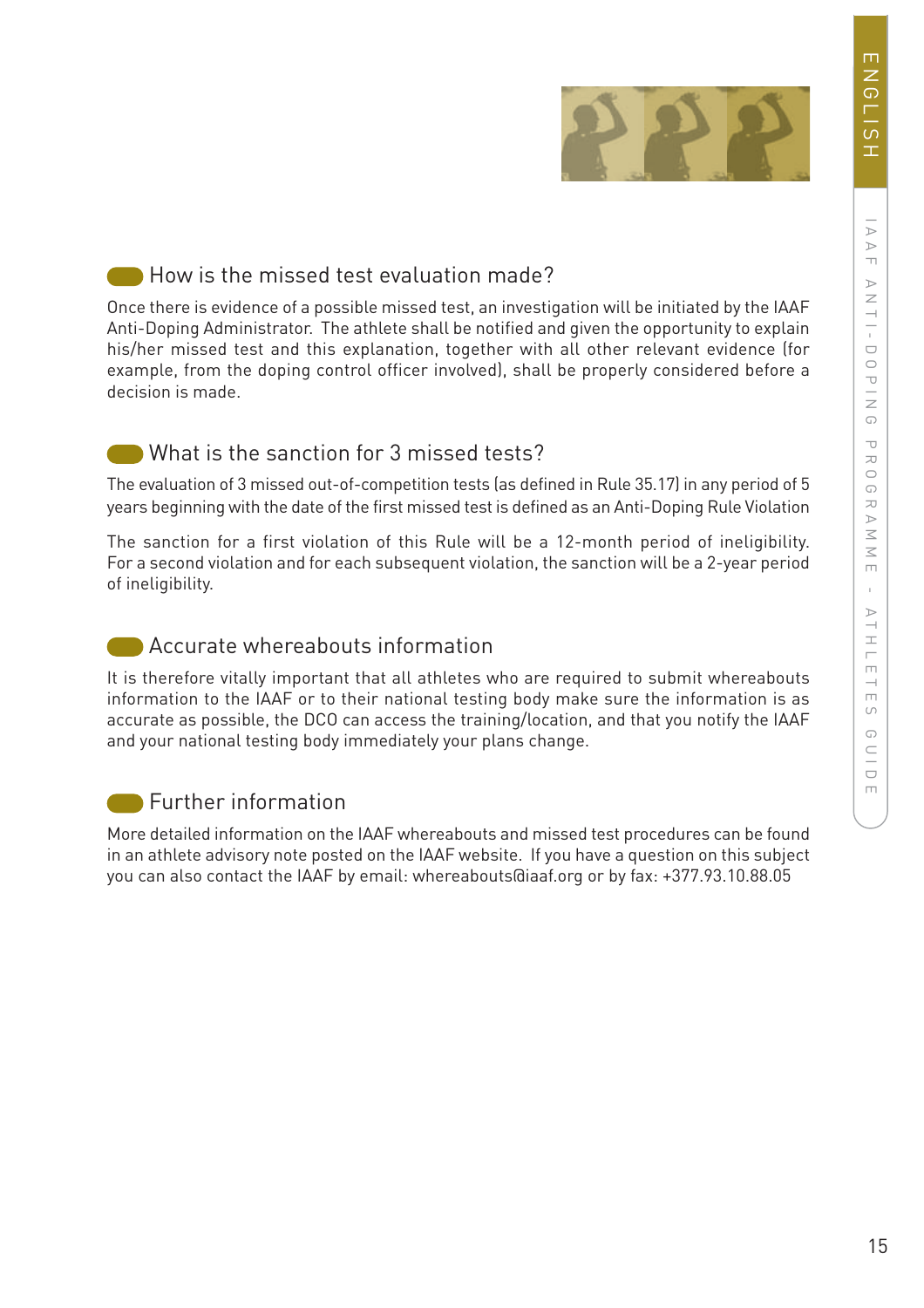## How is the missed test evaluation made?

Once there is evidence of a possible missed test, an investigation will be initiated by the IAAF Anti-Doping Administrator. The athlete shall be notified and given the opportunity to explain his/her missed test and this explanation, together with all other relevant evidence (for example, from the doping control officer involved), shall be properly considered before a decision is made.

## What is the sanction for 3 missed tests?

The evaluation of 3 missed out-of-competition tests (as defined in Rule 35.17) in any period of 5 years beginning with the date of the first missed test is defined as an Anti-Doping Rule Violation

The sanction for a first violation of this Rule will be a 12-month period of ineligibility. For a second violation and for each subsequent violation, the sanction will be a 2-year period of ineligibility.

## Accurate whereabouts information

It is therefore vitally important that all athletes who are required to submit whereabouts information to the IAAF or to their national testing body make sure the information is as accurate as possible, the DCO can access the training/location, and that you notify the IAAF and your national testing body immediately your plans change.

## Further information

More detailed information on the IAAF whereabouts and missed test procedures can be found in an athlete advisory note posted on the IAAF website. If you have a question on this subject you can also contact the IAAF by email: whereabouts@iaaf.org or by fax: +377.93.10.88.05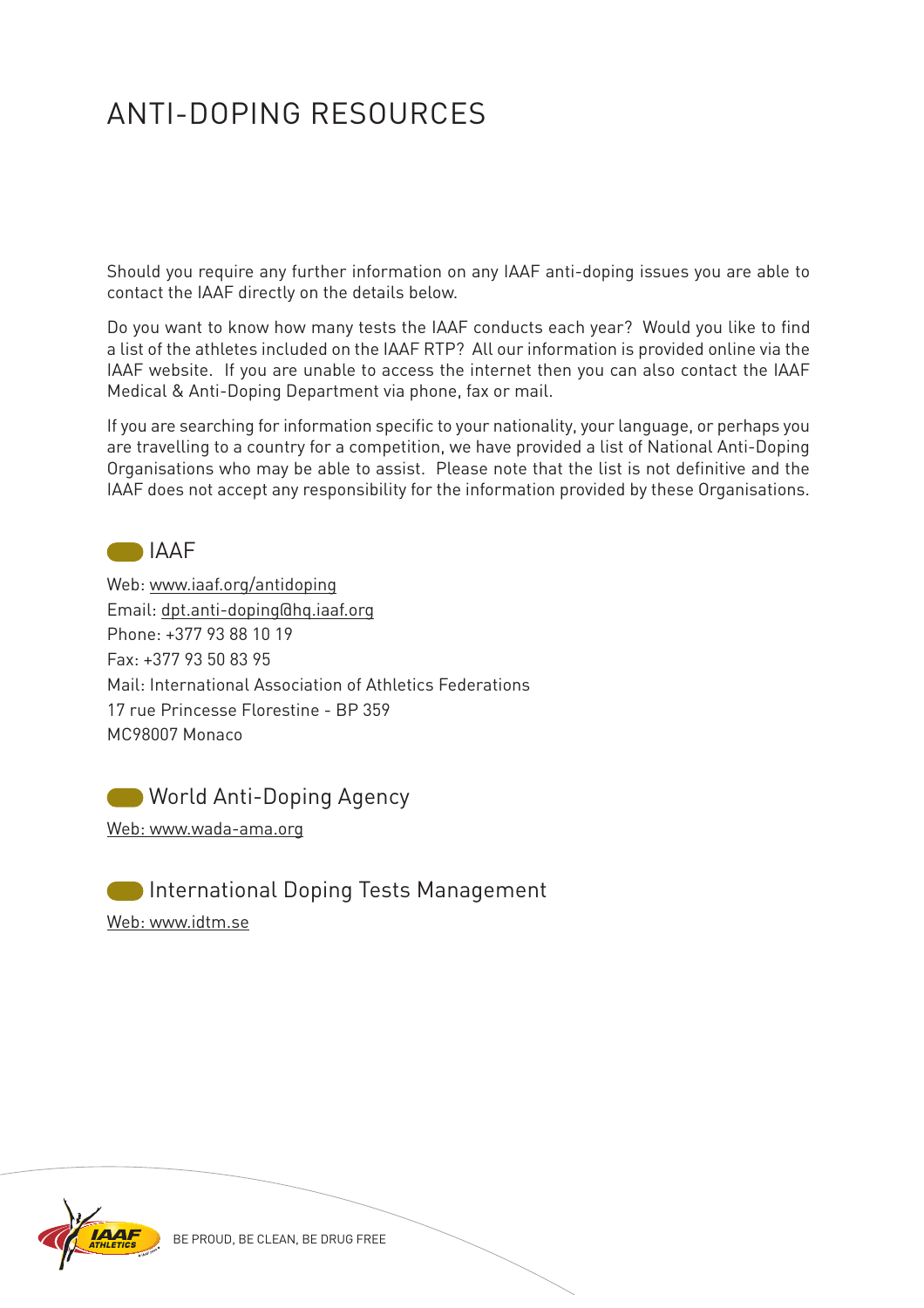# ANTI-DOPING RESOURCES

Should you require any further information on any IAAF anti-doping issues you are able to contact the IAAF directly on the details below.

Do you want to know how many tests the IAAF conducts each year? Would you like to find a list of the athletes included on the IAAF RTP? All our information is provided online via the IAAF website. If you are unable to access the internet then you can also contact the IAAF Medical & Anti-Doping Department via phone, fax or mail.

If you are searching for information specific to your nationality, your language, or perhaps you are travelling to a country for a competition, we have provided a list of National Anti-Doping Organisations who may be able to assist. Please note that the list is not definitive and the IAAF does not accept any responsibility for the information provided by these Organisations.

## IAAF

Web: www.iaaf.org/antidoping
Email: dpt.anti-doping@hq.iaaf.org
Phone: +377 93 88 10 19
Fax: +377 93 50 83 95
Mail: International Association of Athletics Federations
17 rue Princesse Florestine - BP 359
MC98007 Monaco

## World Anti-Doping Agency

Web: www.wada-ama.org

## International Doping Tests Management

Web: www.idtm.se

BE PROUD, BE CLEAN, BE DRUG FREE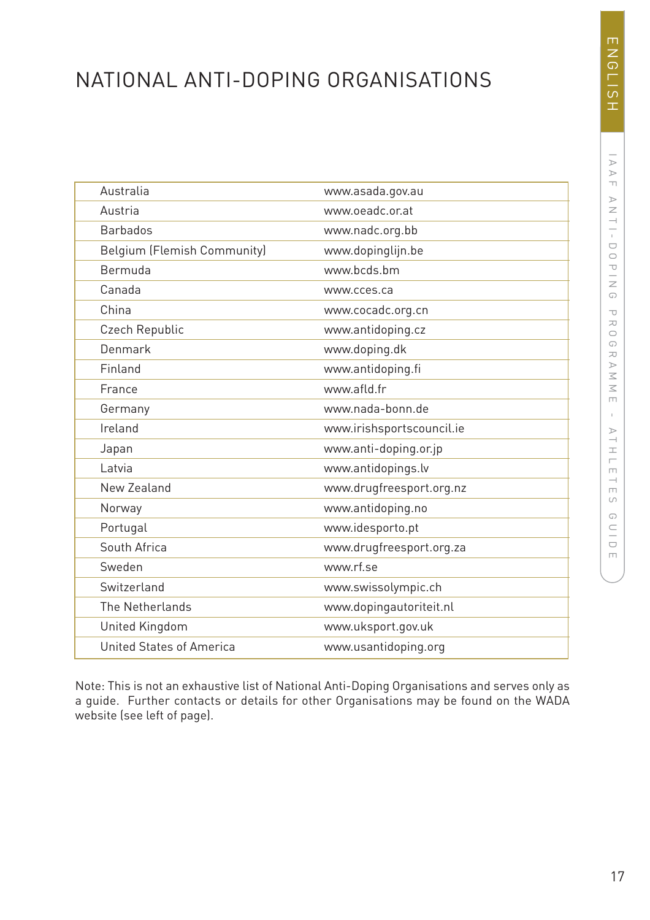# NATIONAL ANTI-DOPING ORGANISATIONS

| | |
|---|---|
| Australia | www.asada.gov.au |
| Austria | www.oeadc.or.at |
| Barbados | www.nadc.org.bb |
| Belgium (Flemish Community) | www.dopinglijn.be |
| Bermuda | www.bcds.bm |
| Canada | www.cces.ca |
| China | www.cocadc.org.cn |
| Czech Republic | www.antidoping.cz |
| Denmark | www.doping.dk |
| Finland | www.antidoping.fi |
| France | www.afld.fr |
| Germany | www.nada-bonn.de |
| Ireland | www.irishsportscouncil.ie |
| Japan | www.anti-doping.or.jp |
| Latvia | www.antidopings.lv |
| New Zealand | www.drugfreesport.org.nz |
| Norway | www.antidoping.no |
| Portugal | www.idesporto.pt |
| South Africa | www.drugfreesport.org.za |
| Sweden | www.rf.se |
| Switzerland | www.swissolympic.ch |
| The Netherlands | www.dopingautoriteit.nl |
| United Kingdom | www.uksport.gov.uk |
| United States of America | www.usantidoping.org |

Note: This is not an exhaustive list of National Anti-Doping Organisations and serves only as a guide. Further contacts or details for other Organisations may be found on the WADA website (see left of page).